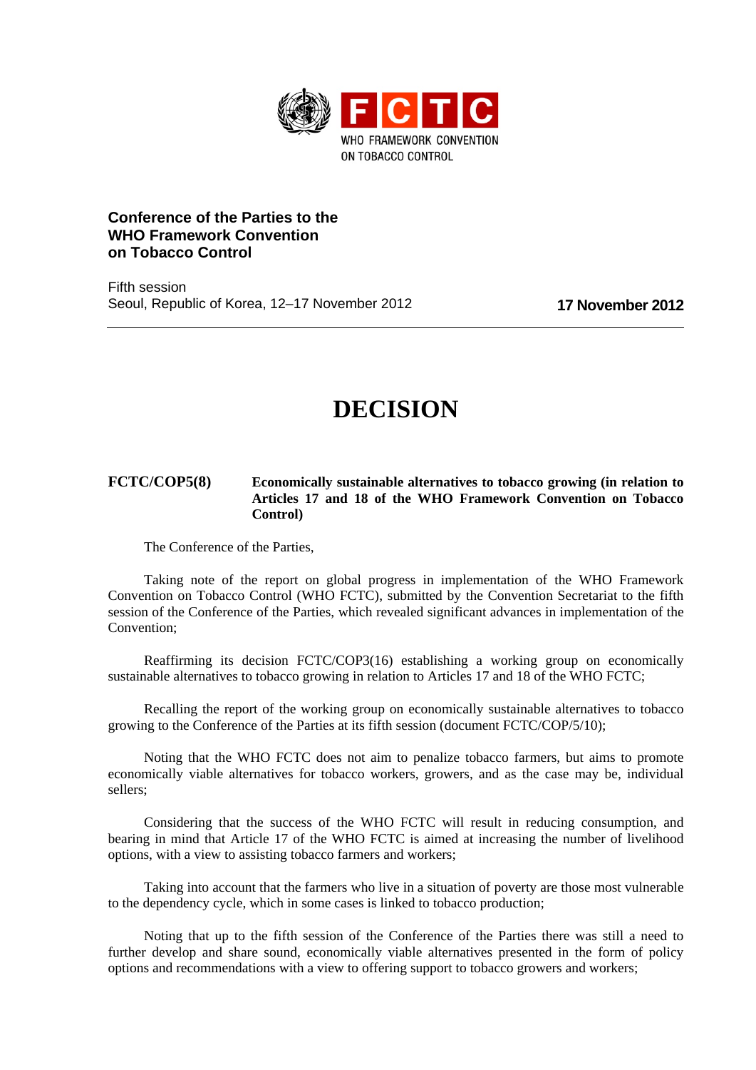FCTC

WHO FRAMEWORK CONVENTION ON TOBACCO CONTROL

**Conference of the Parties to the WHO Framework Convention on Tobacco Control**

Fifth session
Seoul, Republic of Korea, 12–17 November 2012

**17 November 2012**

# DECISION

**FCTC/COP5(8)** **Economically sustainable alternatives to tobacco growing (in relation to Articles 17 and 18 of the WHO Framework Convention on Tobacco Control)**

The Conference of the Parties,

Taking note of the report on global progress in implementation of the WHO Framework Convention on Tobacco Control (WHO FCTC), submitted by the Convention Secretariat to the fifth session of the Conference of the Parties, which revealed significant advances in implementation of the Convention;

Reaffirming its decision FCTC/COP3(16) establishing a working group on economically sustainable alternatives to tobacco growing in relation to Articles 17 and 18 of the WHO FCTC;

Recalling the report of the working group on economically sustainable alternatives to tobacco growing to the Conference of the Parties at its fifth session (document FCTC/COP/5/10);

Noting that the WHO FCTC does not aim to penalize tobacco farmers, but aims to promote economically viable alternatives for tobacco workers, growers, and as the case may be, individual sellers;

Considering that the success of the WHO FCTC will result in reducing consumption, and bearing in mind that Article 17 of the WHO FCTC is aimed at increasing the number of livelihood options, with a view to assisting tobacco farmers and workers;

Taking into account that the farmers who live in a situation of poverty are those most vulnerable to the dependency cycle, which in some cases is linked to tobacco production;

Noting that up to the fifth session of the Conference of the Parties there was still a need to further develop and share sound, economically viable alternatives presented in the form of policy options and recommendations with a view to offering support to tobacco growers and workers;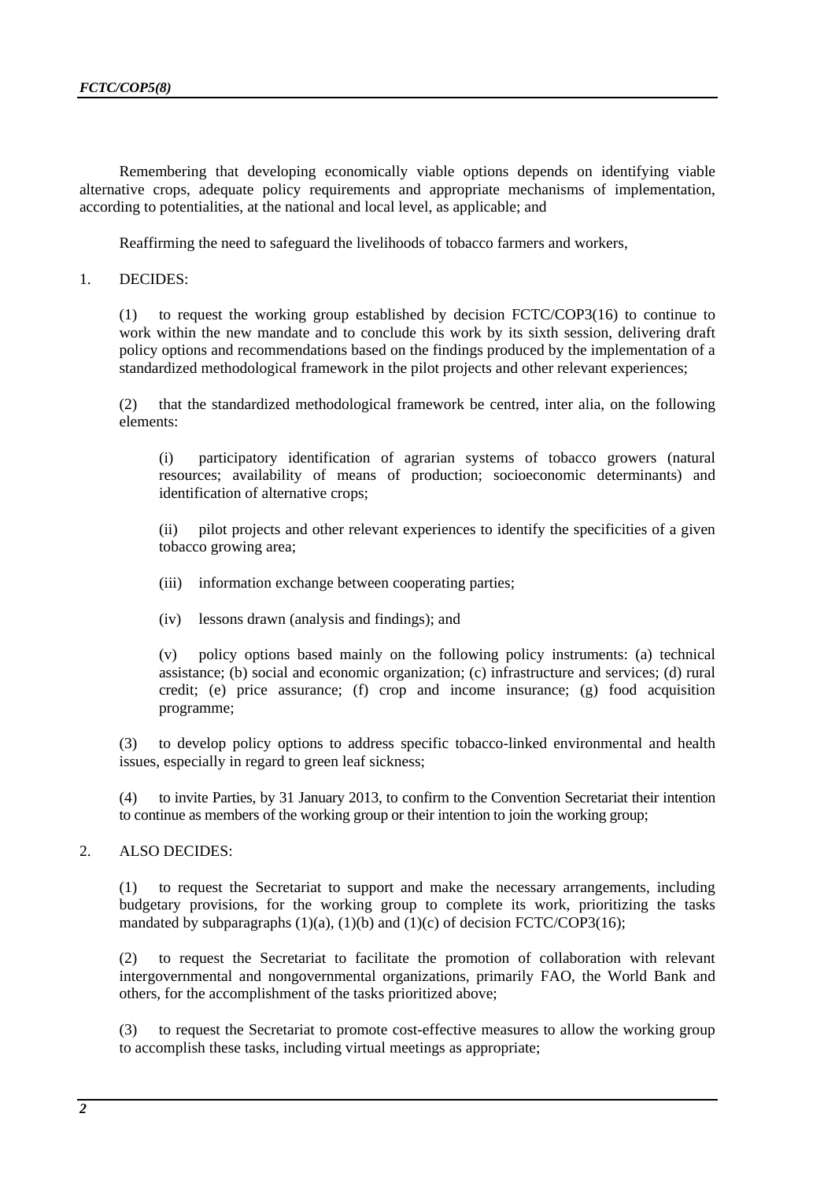Remembering that developing economically viable options depends on identifying viable alternative crops, adequate policy requirements and appropriate mechanisms of implementation, according to potentialities, at the national and local level, as applicable; and

Reaffirming the need to safeguard the livelihoods of tobacco farmers and workers,

1. DECIDES:

(1) to request the working group established by decision FCTC/COP3(16) to continue to work within the new mandate and to conclude this work by its sixth session, delivering draft policy options and recommendations based on the findings produced by the implementation of a standardized methodological framework in the pilot projects and other relevant experiences;

(2) that the standardized methodological framework be centred, inter alia, on the following elements:

(i) participatory identification of agrarian systems of tobacco growers (natural resources; availability of means of production; socioeconomic determinants) and identification of alternative crops;

(ii) pilot projects and other relevant experiences to identify the specificities of a given tobacco growing area;

(iii) information exchange between cooperating parties;

(iv) lessons drawn (analysis and findings); and

(v) policy options based mainly on the following policy instruments: (a) technical assistance; (b) social and economic organization; (c) infrastructure and services; (d) rural credit; (e) price assurance; (f) crop and income insurance; (g) food acquisition programme;

(3) to develop policy options to address specific tobacco-linked environmental and health issues, especially in regard to green leaf sickness;

(4) to invite Parties, by 31 January 2013, to confirm to the Convention Secretariat their intention to continue as members of the working group or their intention to join the working group;

2. ALSO DECIDES:

(1) to request the Secretariat to support and make the necessary arrangements, including budgetary provisions, for the working group to complete its work, prioritizing the tasks mandated by subparagraphs (1)(a), (1)(b) and (1)(c) of decision FCTC/COP3(16);

(2) to request the Secretariat to facilitate the promotion of collaboration with relevant intergovernmental and nongovernmental organizations, primarily FAO, the World Bank and others, for the accomplishment of the tasks prioritized above;

(3) to request the Secretariat to promote cost-effective measures to allow the working group to accomplish these tasks, including virtual meetings as appropriate;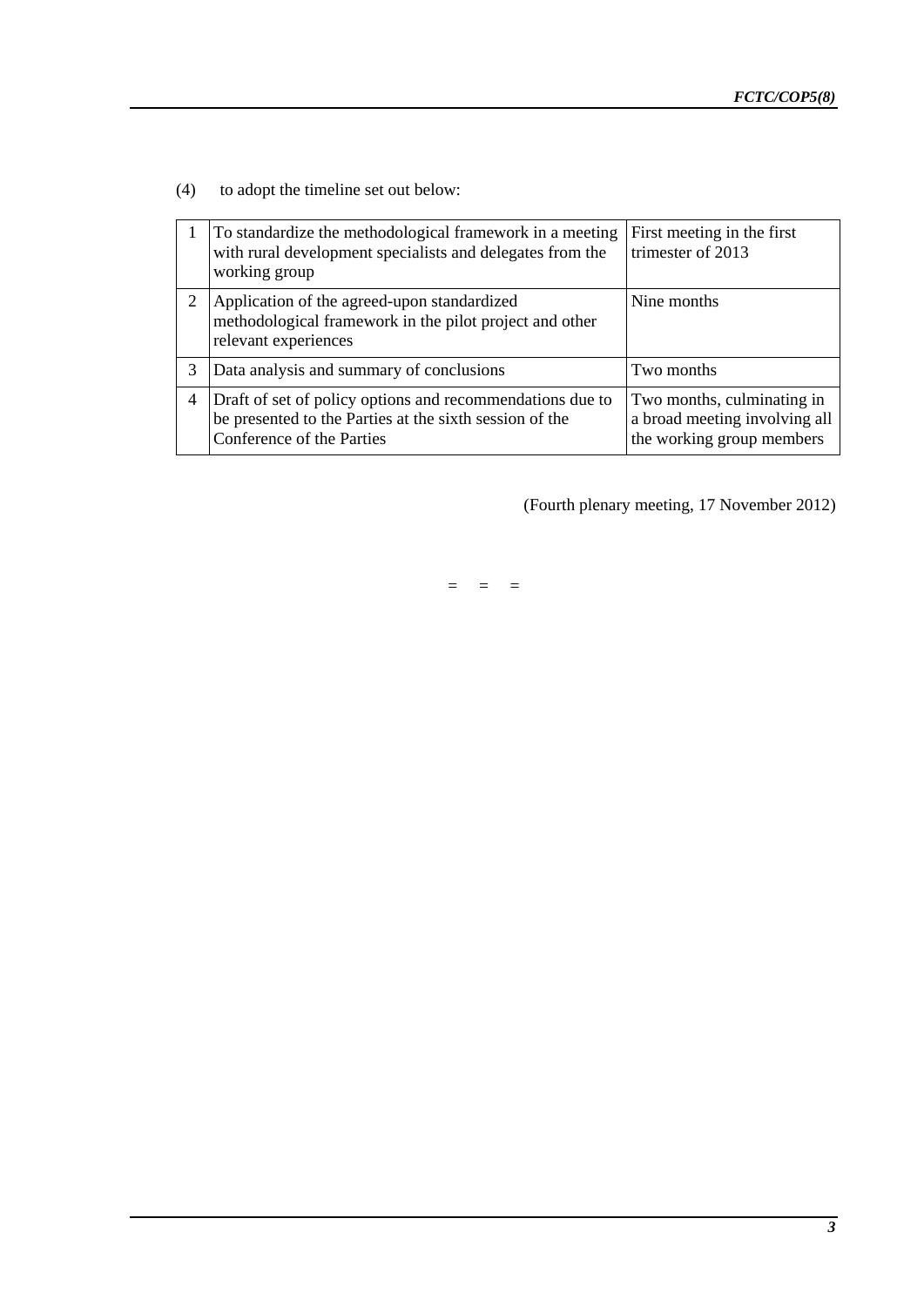(4) to adopt the timeline set out below:

| | | |
|---|---|---|
| 1 | To standardize the methodological framework in a meeting with rural development specialists and delegates from the working group | First meeting in the first trimester of 2013 |
| 2 | Application of the agreed-upon standardized methodological framework in the pilot project and other relevant experiences | Nine months |
| 3 | Data analysis and summary of conclusions | Two months |
| 4 | Draft of set of policy options and recommendations due to be presented to the Parties at the sixth session of the Conference of the Parties | Two months, culminating in a broad meeting involving all the working group members |

(Fourth plenary meeting, 17 November 2012)

= = =